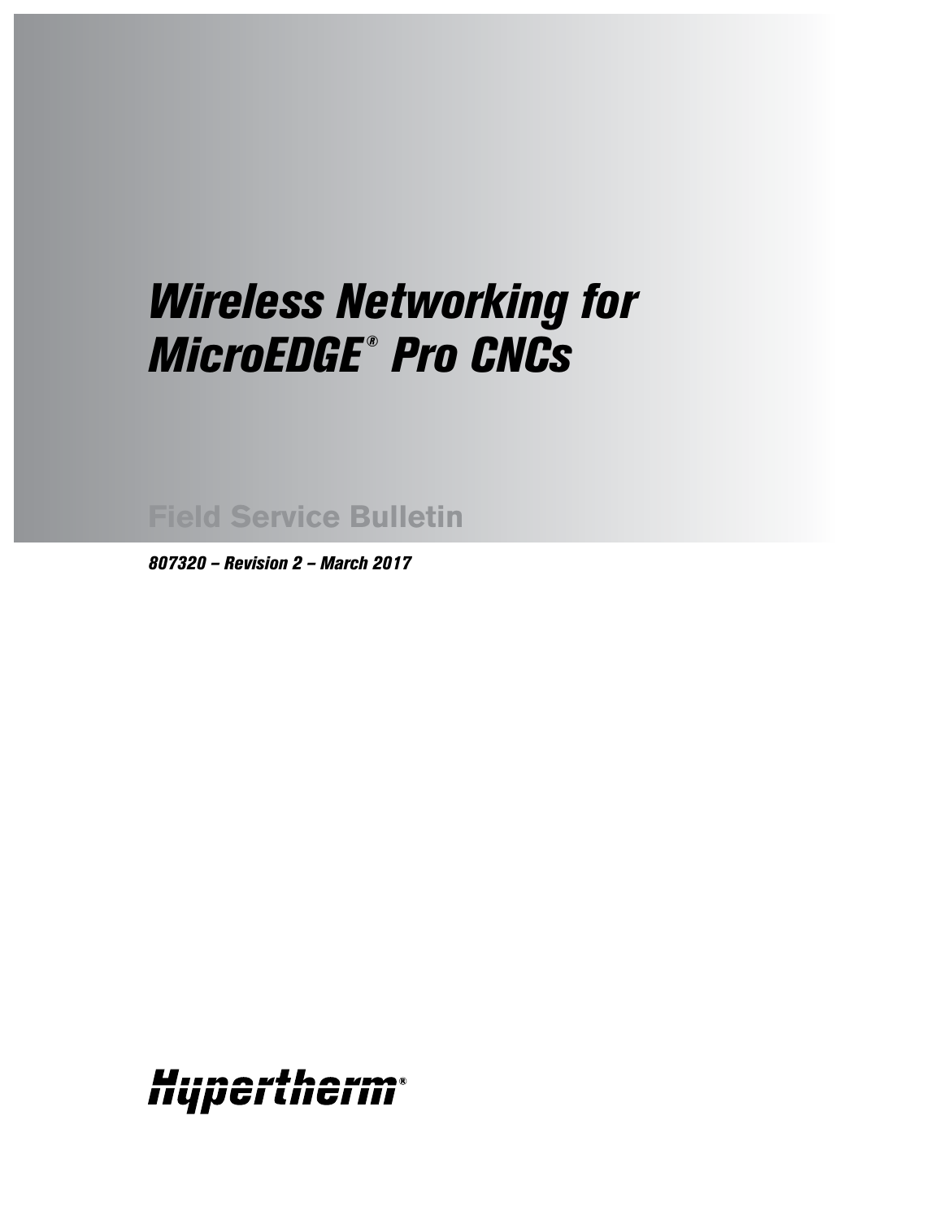# *Wireless Networking for MicroEDGE® Pro CNCs*

## Field Service Bulletin

***807320 – Revision 2 – March 2017***

Hypertherm®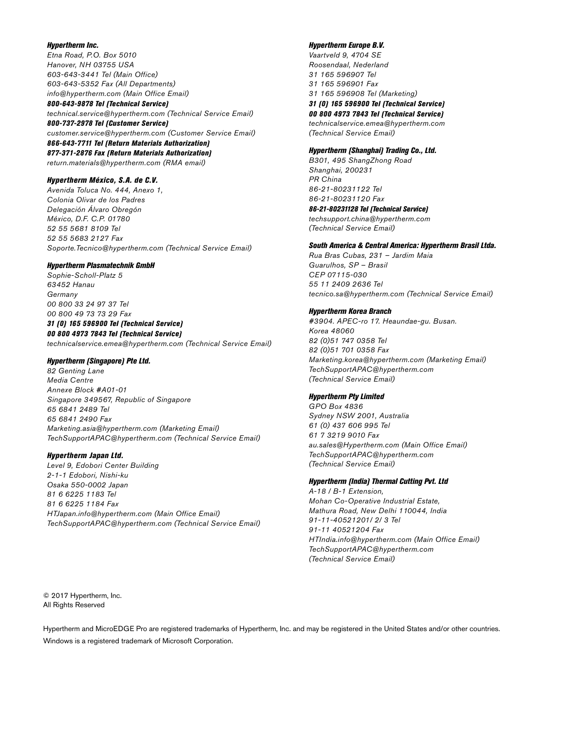***Hypertherm Inc.***
*Etna Road, P.O. Box 5010*
*Hanover, NH 03755 USA*
*603-643-3441 Tel (Main Office)*
*603-643-5352 Fax (All Departments)*
*info@hypertherm.com (Main Office Email)*
***800-643-9878 Tel (Technical Service)***
*technical.service@hypertherm.com (Technical Service Email)*
***800-737-2978 Tel (Customer Service)***
*customer.service@hypertherm.com (Customer Service Email)*
***866-643-7711 Tel (Return Materials Authorization)***
***877-371-2876 Fax (Return Materials Authorization)***
*return.materials@hypertherm.com (RMA email)*

***Hypertherm México, S.A. de C.V.***
*Avenida Toluca No. 444, Anexo 1,*
*Colonia Olivar de los Padres*
*Delegación Álvaro Obregón*
*México, D.F. C.P. 01780*
*52 55 5681 8109 Tel*
*52 55 5683 2127 Fax*
*Soporte.Tecnico@hypertherm.com (Technical Service Email)*

***Hypertherm Plasmatechnik GmbH***
*Sophie-Scholl-Platz 5*
*63452 Hanau*
*Germany*
*00 800 33 24 97 37 Tel*
*00 800 49 73 73 29 Fax*
***31 (0) 165 596900 Tel (Technical Service)***
***00 800 4973 7843 Tel (Technical Service)***
*technicalservice.emea@hypertherm.com (Technical Service Email)*

***Hypertherm (Singapore) Pte Ltd.***
*82 Genting Lane*
*Media Centre*
*Annexe Block #A01-01*
*Singapore 349567, Republic of Singapore*
*65 6841 2489 Tel*
*65 6841 2490 Fax*
*Marketing.asia@hypertherm.com (Marketing Email)*
*TechSupportAPAC@hypertherm.com (Technical Service Email)*

***Hypertherm Japan Ltd.***
*Level 9, Edobori Center Building*
*2-1-1 Edobori, Nishi-ku*
*Osaka 550-0002 Japan*
*81 6 6225 1183 Tel*
*81 6 6225 1184 Fax*
*HTJapan.info@hypertherm.com (Main Office Email)*
*TechSupportAPAC@hypertherm.com (Technical Service Email)*

***Hypertherm Europe B.V.***
*Vaartveld 9, 4704 SE*
*Roosendaal, Nederland*
*31 165 596907 Tel*
*31 165 596901 Fax*
*31 165 596908 Tel (Marketing)*
***31 (0) 165 596900 Tel (Technical Service)***
***00 800 4973 7843 Tel (Technical Service)***
*technicalservice.emea@hypertherm.com*
*(Technical Service Email)*

***Hypertherm (Shanghai) Trading Co., Ltd.***
*B301, 495 ShangZhong Road*
*Shanghai, 200231*
*PR China*
*86-21-80231122 Tel*
*86-21-80231120 Fax*
***86-21-80231128 Tel (Technical Service)***
*techsupport.china@hypertherm.com*
*(Technical Service Email)*

***South America & Central America: Hypertherm Brasil Ltda.***
*Rua Bras Cubas, 231 – Jardim Maia*
*Guarulhos, SP – Brasil*
*CEP 07115-030*
*55 11 2409 2636 Tel*
*tecnico.sa@hypertherm.com (Technical Service Email)*

***Hypertherm Korea Branch***
*#3904. APEC-ro 17. Heaundae-gu. Busan.*
*Korea 48060*
*82 (0)51 747 0358 Tel*
*82 (0)51 701 0358 Fax*
*Marketing.korea@hypertherm.com (Marketing Email)*
*TechSupportAPAC@hypertherm.com*
*(Technical Service Email)*

***Hypertherm Pty Limited***
*GPO Box 4836*
*Sydney NSW 2001, Australia*
*61 (0) 437 606 995 Tel*
*61 7 3219 9010 Fax*
*au.sales@Hypertherm.com (Main Office Email)*
*TechSupportAPAC@hypertherm.com*
*(Technical Service Email)*

***Hypertherm (India) Thermal Cutting Pvt. Ltd***
*A-18 / B-1 Extension,*
*Mohan Co-Operative Industrial Estate,*
*Mathura Road, New Delhi 110044, India*
*91-11-40521201/ 2/ 3 Tel*
*91-11 40521204 Fax*
*HTIndia.info@hypertherm.com (Main Office Email)*
*TechSupportAPAC@hypertherm.com*
*(Technical Service Email)*

© 2017 Hypertherm, Inc.
All Rights Reserved

Hypertherm and MicroEDGE Pro are registered trademarks of Hypertherm, Inc. and may be registered in the United States and/or other countries.

Windows is a registered trademark of Microsoft Corporation.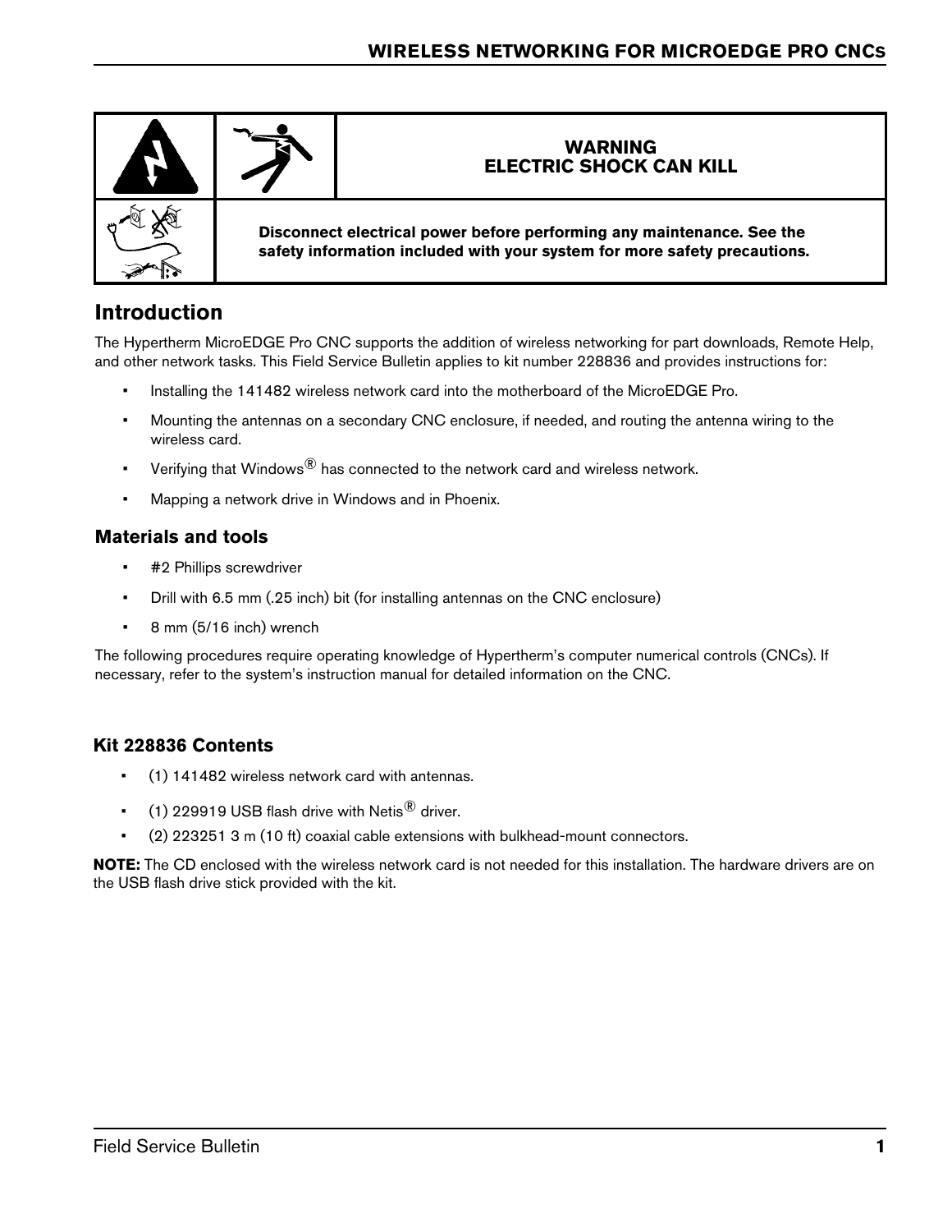| | | WARNING<br>ELECTRIC SHOCK CAN KILL |
| --- | --- | --- |
| | **Disconnect electrical power before performing any maintenance. See the safety information included with your system for more safety precautions.** | |

## Introduction

The Hypertherm MicroEDGE Pro CNC supports the addition of wireless networking for part downloads, Remote Help, and other network tasks. This Field Service Bulletin applies to kit number 228836 and provides instructions for:

- Installing the 141482 wireless network card into the motherboard of the MicroEDGE Pro.
- Mounting the antennas on a secondary CNC enclosure, if needed, and routing the antenna wiring to the wireless card.
- Verifying that Windows® has connected to the network card and wireless network.
- Mapping a network drive in Windows and in Phoenix.

### Materials and tools

- #2 Phillips screwdriver
- Drill with 6.5 mm (.25 inch) bit (for installing antennas on the CNC enclosure)
- 8 mm (5/16 inch) wrench

The following procedures require operating knowledge of Hypertherm's computer numerical controls (CNCs). If necessary, refer to the system's instruction manual for detailed information on the CNC.

### Kit 228836 Contents

- (1) 141482 wireless network card with antennas.
- (1) 229919 USB flash drive with Netis® driver.
- (2) 223251 3 m (10 ft) coaxial cable extensions with bulkhead-mount connectors.

**NOTE:** The CD enclosed with the wireless network card is not needed for this installation. The hardware drivers are on the USB flash drive stick provided with the kit.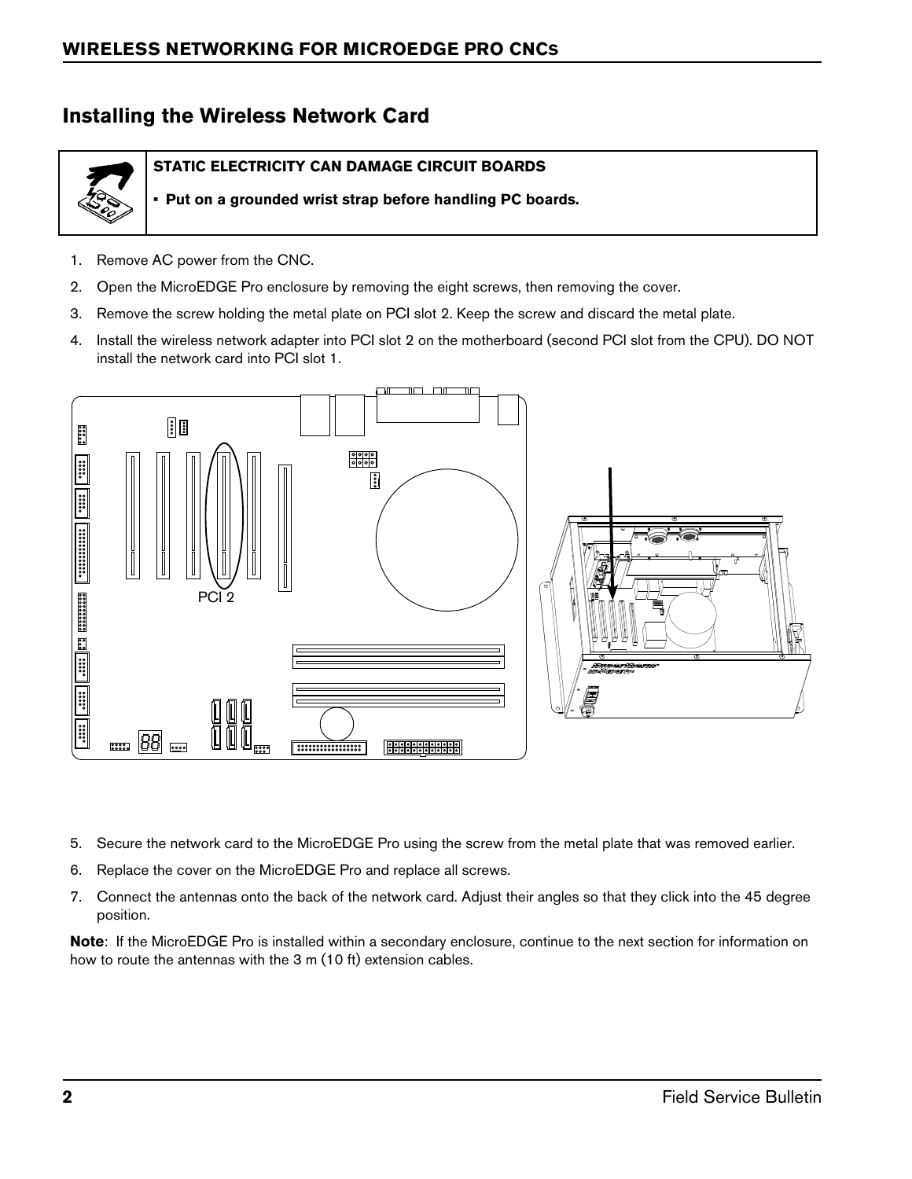## Installing the Wireless Network Card

**STATIC ELECTRICITY CAN DAMAGE CIRCUIT BOARDS**

- **Put on a grounded wrist strap before handling PC boards.**

1. Remove AC power from the CNC.
2. Open the MicroEDGE Pro enclosure by removing the eight screws, then removing the cover.
3. Remove the screw holding the metal plate on PCI slot 2. Keep the screw and discard the metal plate.
4. Install the wireless network adapter into PCI slot 2 on the motherboard (second PCI slot from the CPU). DO NOT install the network card into PCI slot 1.

PCI 2

5. Secure the network card to the MicroEDGE Pro using the screw from the metal plate that was removed earlier.
6. Replace the cover on the MicroEDGE Pro and replace all screws.
7. Connect the antennas onto the back of the network card. Adjust their angles so that they click into the 45 degree position.

**Note**: If the MicroEDGE Pro is installed within a secondary enclosure, continue to the next section for information on how to route the antennas with the 3 m (10 ft) extension cables.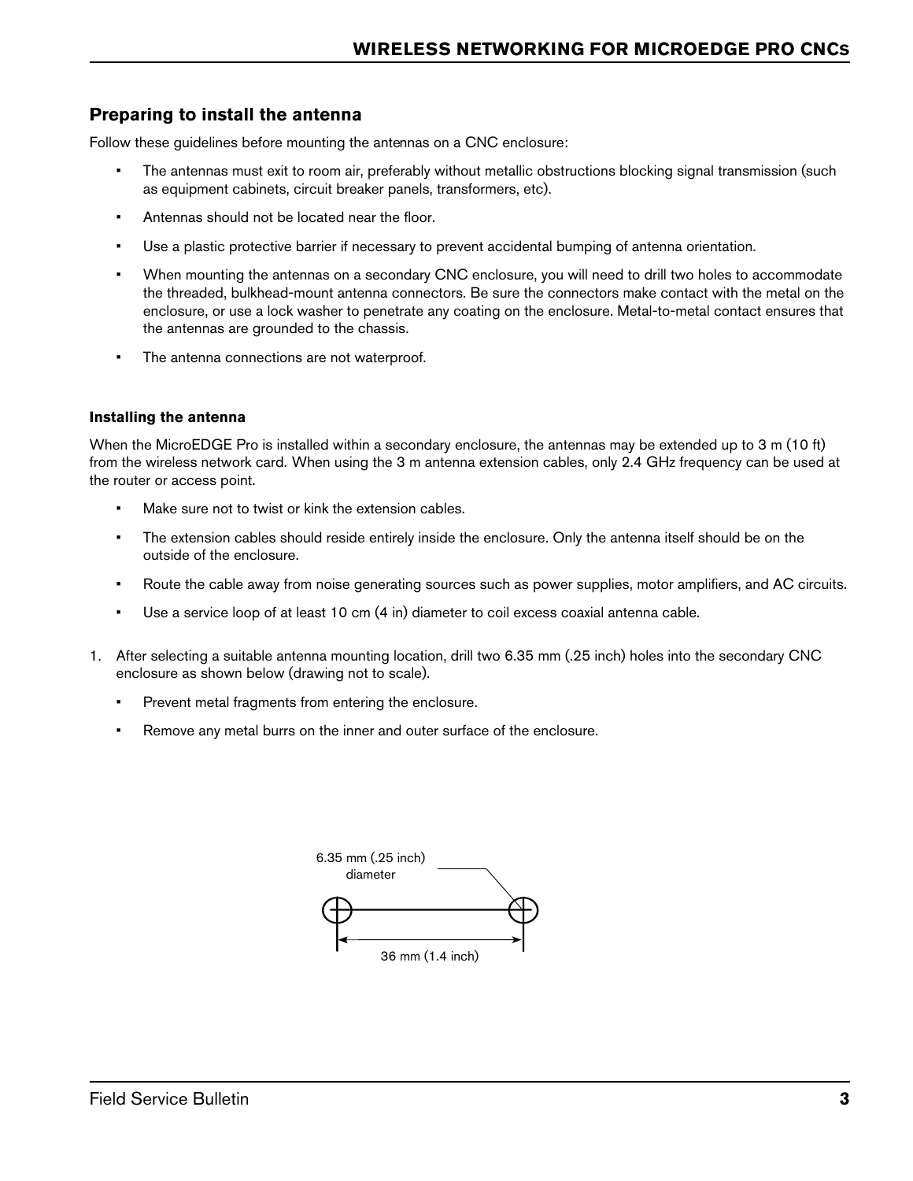## Preparing to install the antenna

Follow these guidelines before mounting the antennas on a CNC enclosure:

- The antennas must exit to room air, preferably without metallic obstructions blocking signal transmission (such as equipment cabinets, circuit breaker panels, transformers, etc).
- Antennas should not be located near the floor.
- Use a plastic protective barrier if necessary to prevent accidental bumping of antenna orientation.
- When mounting the antennas on a secondary CNC enclosure, you will need to drill two holes to accommodate the threaded, bulkhead-mount antenna connectors. Be sure the connectors make contact with the metal on the enclosure, or use a lock washer to penetrate any coating on the enclosure. Metal-to-metal contact ensures that the antennas are grounded to the chassis.
- The antenna connections are not waterproof.

### Installing the antenna

When the MicroEDGE Pro is installed within a secondary enclosure, the antennas may be extended up to 3 m (10 ft) from the wireless network card. When using the 3 m antenna extension cables, only 2.4 GHz frequency can be used at the router or access point.

- Make sure not to twist or kink the extension cables.
- The extension cables should reside entirely inside the enclosure. Only the antenna itself should be on the outside of the enclosure.
- Route the cable away from noise generating sources such as power supplies, motor amplifiers, and AC circuits.
- Use a service loop of at least 10 cm (4 in) diameter to coil excess coaxial antenna cable.

1. After selecting a suitable antenna mounting location, drill two 6.35 mm (.25 inch) holes into the secondary CNC enclosure as shown below (drawing not to scale).
   - Prevent metal fragments from entering the enclosure.
   - Remove any metal burrs on the inner and outer surface of the enclosure.

6.35 mm (.25 inch) diameter

36 mm (1.4 inch)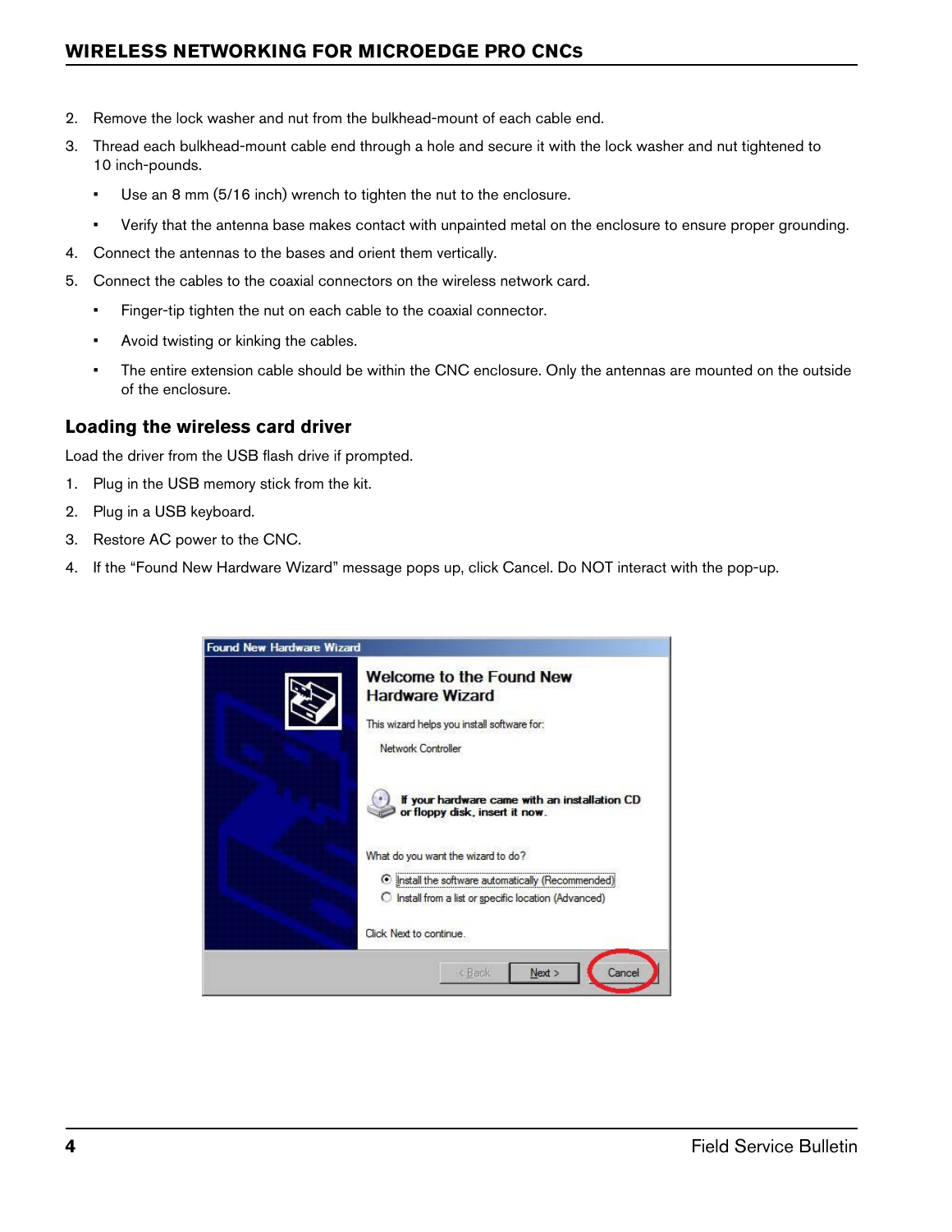2. Remove the lock washer and nut from the bulkhead-mount of each cable end.
3. Thread each bulkhead-mount cable end through a hole and secure it with the lock washer and nut tightened to 10 inch-pounds.
   - Use an 8 mm (5/16 inch) wrench to tighten the nut to the enclosure.
   - Verify that the antenna base makes contact with unpainted metal on the enclosure to ensure proper grounding.
4. Connect the antennas to the bases and orient them vertically.
5. Connect the cables to the coaxial connectors on the wireless network card.
   - Finger-tip tighten the nut on each cable to the coaxial connector.
   - Avoid twisting or kinking the cables.
   - The entire extension cable should be within the CNC enclosure. Only the antennas are mounted on the outside of the enclosure.

## Loading the wireless card driver

Load the driver from the USB flash drive if prompted.

1. Plug in the USB memory stick from the kit.
2. Plug in a USB keyboard.
3. Restore AC power to the CNC.
4. If the "Found New Hardware Wizard" message pops up, click Cancel. Do NOT interact with the pop-up.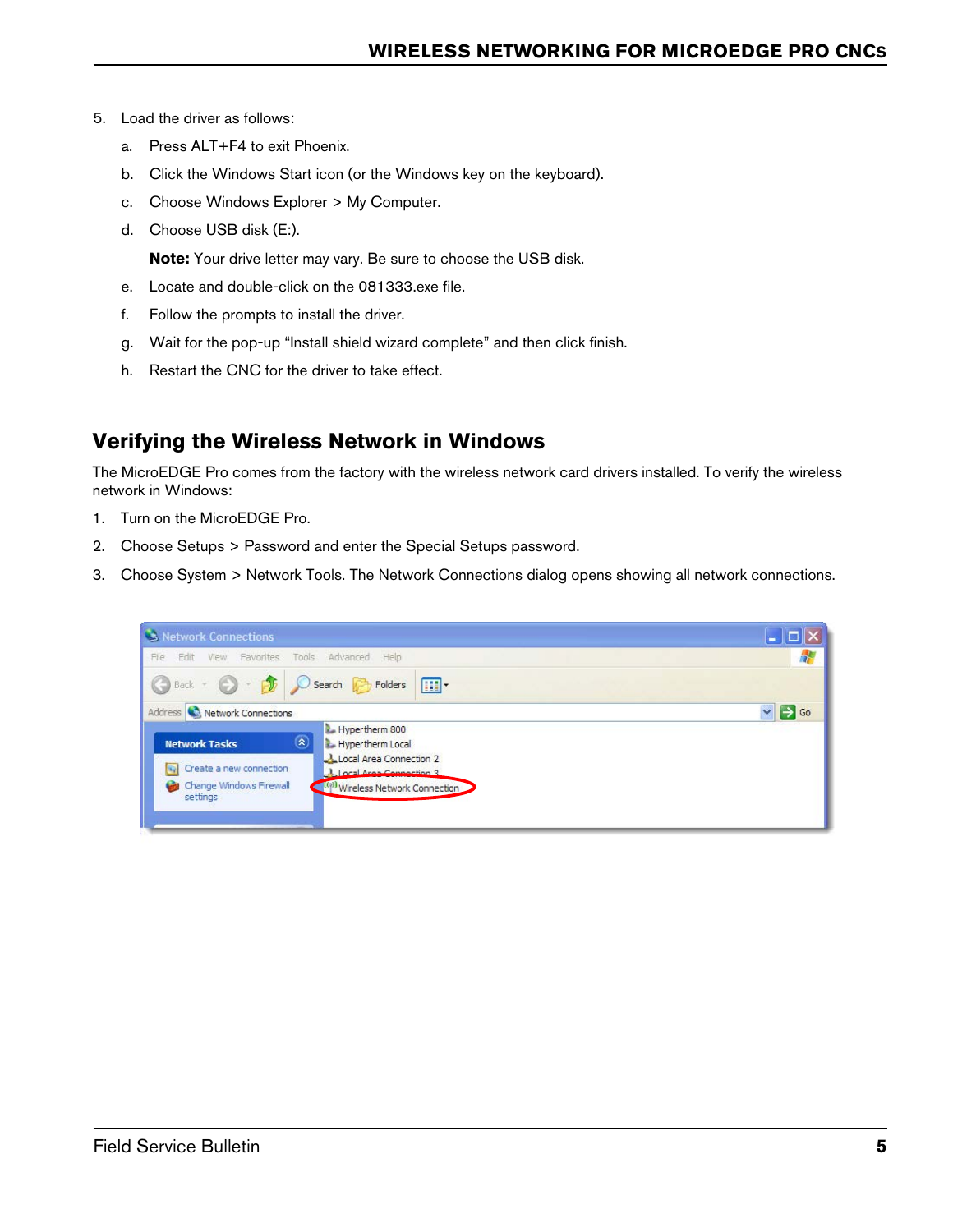5. Load the driver as follows:
   a. Press ALT+F4 to exit Phoenix.
   b. Click the Windows Start icon (or the Windows key on the keyboard).
   c. Choose Windows Explorer > My Computer.
   d. Choose USB disk (E:).

      **Note:** Your drive letter may vary. Be sure to choose the USB disk.
   e. Locate and double-click on the 081333.exe file.
   f. Follow the prompts to install the driver.
   g. Wait for the pop-up "Install shield wizard complete" and then click finish.
   h. Restart the CNC for the driver to take effect.

## Verifying the Wireless Network in Windows

The MicroEDGE Pro comes from the factory with the wireless network card drivers installed. To verify the wireless network in Windows:

1. Turn on the MicroEDGE Pro.
2. Choose Setups > Password and enter the Special Setups password.
3. Choose System > Network Tools. The Network Connections dialog opens showing all network connections.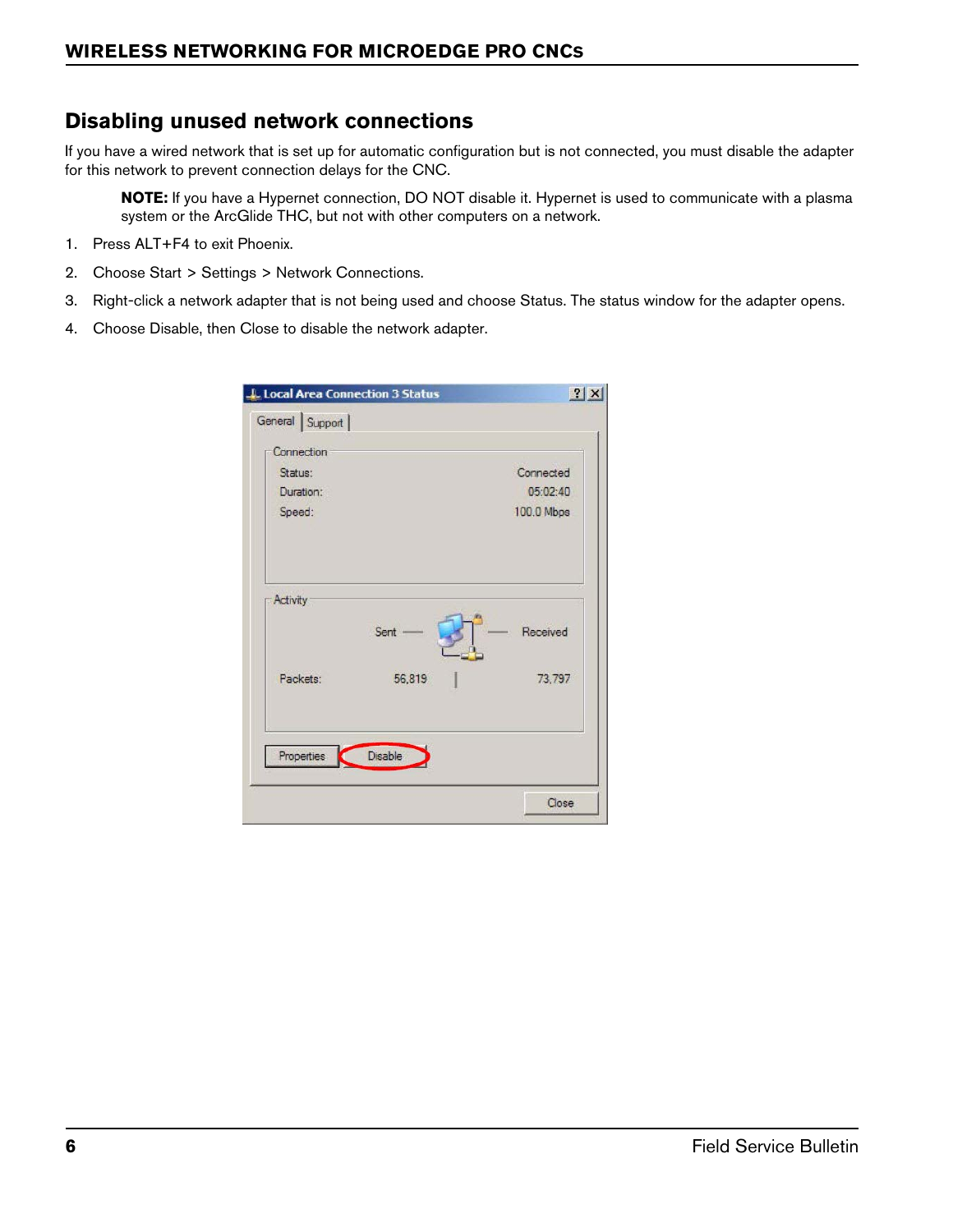## Disabling unused network connections

If you have a wired network that is set up for automatic configuration but is not connected, you must disable the adapter for this network to prevent connection delays for the CNC.

> **NOTE:** If you have a Hypernet connection, DO NOT disable it. Hypernet is used to communicate with a plasma system or the ArcGlide THC, but not with other computers on a network.

1. Press ALT+F4 to exit Phoenix.
2. Choose Start > Settings > Network Connections.
3. Right-click a network adapter that is not being used and choose Status. The status window for the adapter opens.
4. Choose Disable, then Close to disable the network adapter.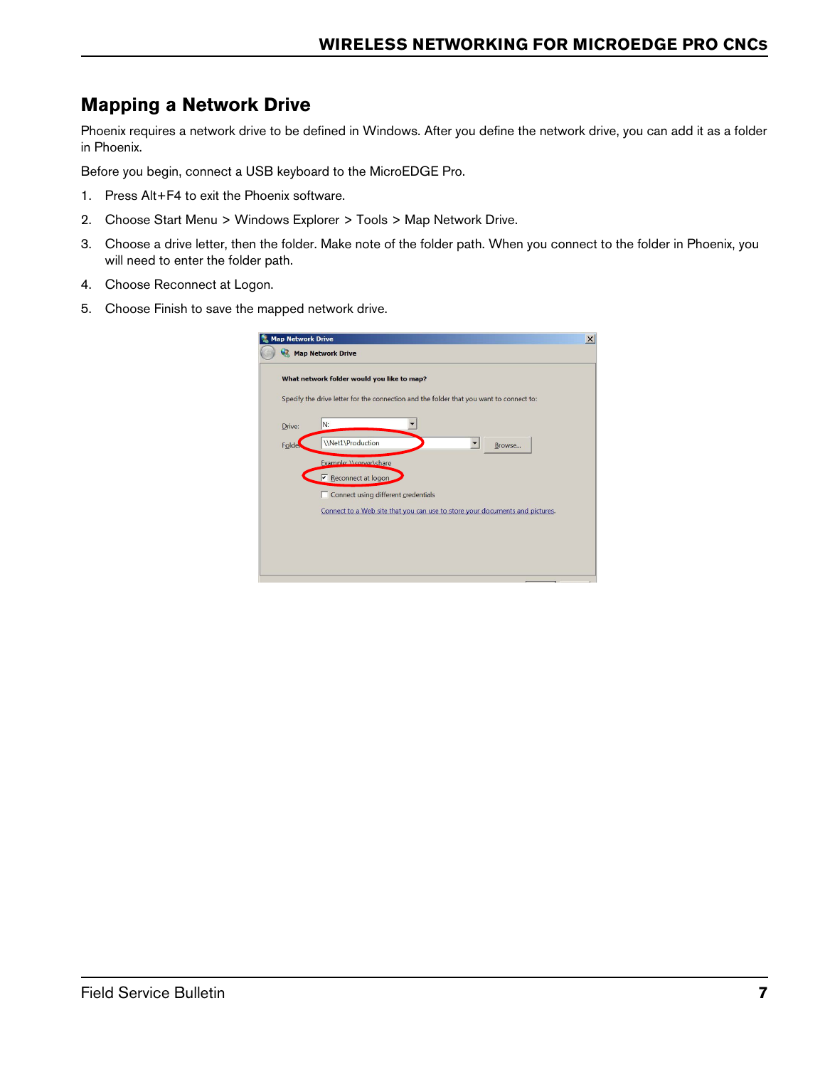## Mapping a Network Drive

Phoenix requires a network drive to be defined in Windows. After you define the network drive, you can add it as a folder in Phoenix.

Before you begin, connect a USB keyboard to the MicroEDGE Pro.

1. Press Alt+F4 to exit the Phoenix software.
2. Choose Start Menu > Windows Explorer > Tools > Map Network Drive.
3. Choose a drive letter, then the folder. Make note of the folder path. When you connect to the folder in Phoenix, you will need to enter the folder path.
4. Choose Reconnect at Logon.
5. Choose Finish to save the mapped network drive.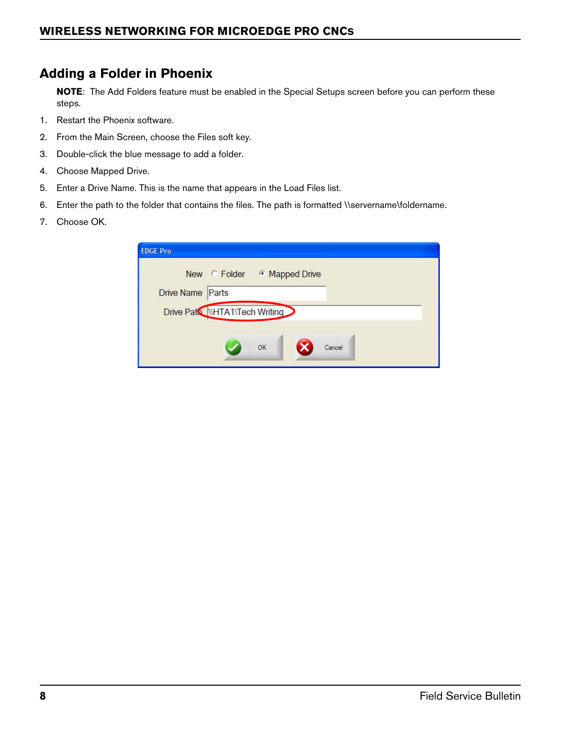## Adding a Folder in Phoenix

**NOTE**: The Add Folders feature must be enabled in the Special Setups screen before you can perform these steps.

1. Restart the Phoenix software.
2. From the Main Screen, choose the Files soft key.
3. Double-click the blue message to add a folder.
4. Choose Mapped Drive.
5. Enter a Drive Name. This is the name that appears in the Load Files list.
6. Enter the path to the folder that contains the files. The path is formatted \\servername\foldername.
7. Choose OK.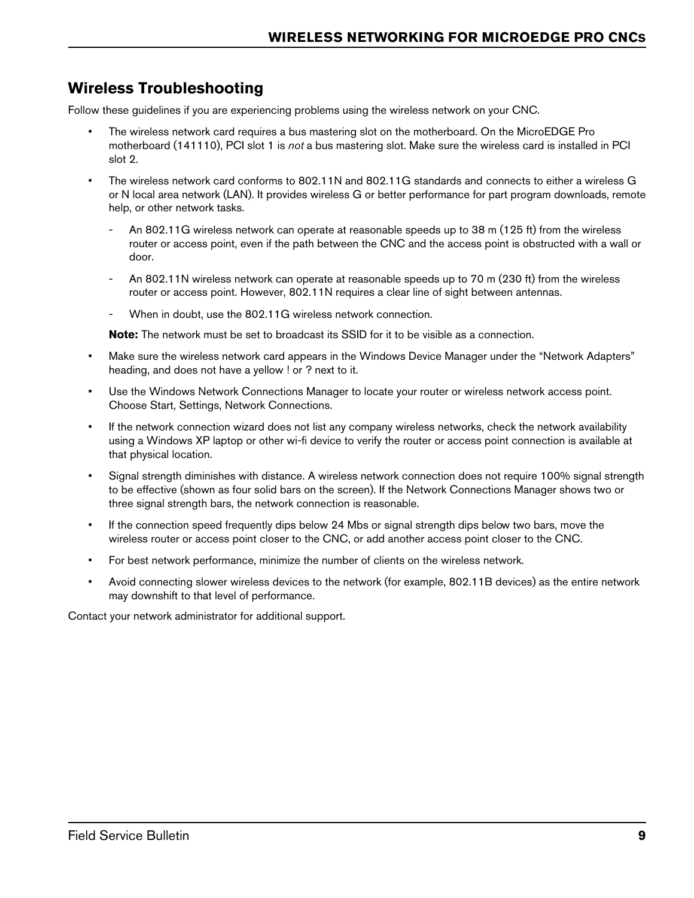## Wireless Troubleshooting

Follow these guidelines if you are experiencing problems using the wireless network on your CNC.

- The wireless network card requires a bus mastering slot on the motherboard. On the MicroEDGE Pro motherboard (141110), PCI slot 1 is *not* a bus mastering slot. Make sure the wireless card is installed in PCI slot 2.
- The wireless network card conforms to 802.11N and 802.11G standards and connects to either a wireless G or N local area network (LAN). It provides wireless G or better performance for part program downloads, remote help, or other network tasks.
  - An 802.11G wireless network can operate at reasonable speeds up to 38 m (125 ft) from the wireless router or access point, even if the path between the CNC and the access point is obstructed with a wall or door.
  - An 802.11N wireless network can operate at reasonable speeds up to 70 m (230 ft) from the wireless router or access point. However, 802.11N requires a clear line of sight between antennas.
  - When in doubt, use the 802.11G wireless network connection.

  **Note:** The network must be set to broadcast its SSID for it to be visible as a connection.
- Make sure the wireless network card appears in the Windows Device Manager under the "Network Adapters" heading, and does not have a yellow ! or ? next to it.
- Use the Windows Network Connections Manager to locate your router or wireless network access point. Choose Start, Settings, Network Connections.
- If the network connection wizard does not list any company wireless networks, check the network availability using a Windows XP laptop or other wi-fi device to verify the router or access point connection is available at that physical location.
- Signal strength diminishes with distance. A wireless network connection does not require 100% signal strength to be effective (shown as four solid bars on the screen). If the Network Connections Manager shows two or three signal strength bars, the network connection is reasonable.
- If the connection speed frequently dips below 24 Mbs or signal strength dips below two bars, move the wireless router or access point closer to the CNC, or add another access point closer to the CNC.
- For best network performance, minimize the number of clients on the wireless network.
- Avoid connecting slower wireless devices to the network (for example, 802.11B devices) as the entire network may downshift to that level of performance.

Contact your network administrator for additional support.